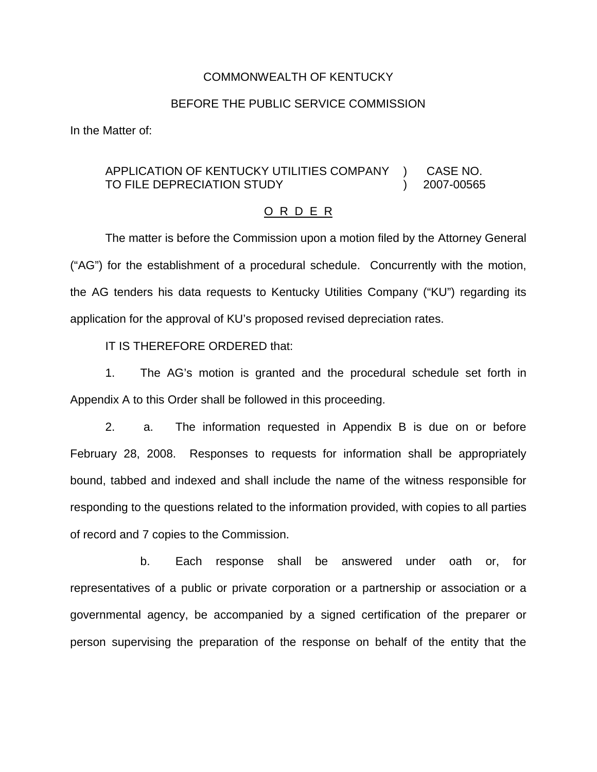COMMONWEALTH OF KENTUCKY

BEFORE THE PUBLIC SERVICE COMMISSION

In the Matter of:

| | | |
|---|---|---|
| APPLICATION OF KENTUCKY UTILITIES COMPANY TO FILE DEPRECIATION STUDY | ) ) | CASE NO. 2007-00565 |

O R D E R

The matter is before the Commission upon a motion filed by the Attorney General ("AG") for the establishment of a procedural schedule. Concurrently with the motion, the AG tenders his data requests to Kentucky Utilities Company ("KU") regarding its application for the approval of KU's proposed revised depreciation rates.

IT IS THEREFORE ORDERED that:

1. The AG's motion is granted and the procedural schedule set forth in Appendix A to this Order shall be followed in this proceeding.

2. a. The information requested in Appendix B is due on or before February 28, 2008. Responses to requests for information shall be appropriately bound, tabbed and indexed and shall include the name of the witness responsible for responding to the questions related to the information provided, with copies to all parties of record and 7 copies to the Commission.

b. Each response shall be answered under oath or, for representatives of a public or private corporation or a partnership or association or a governmental agency, be accompanied by a signed certification of the preparer or person supervising the preparation of the response on behalf of the entity that the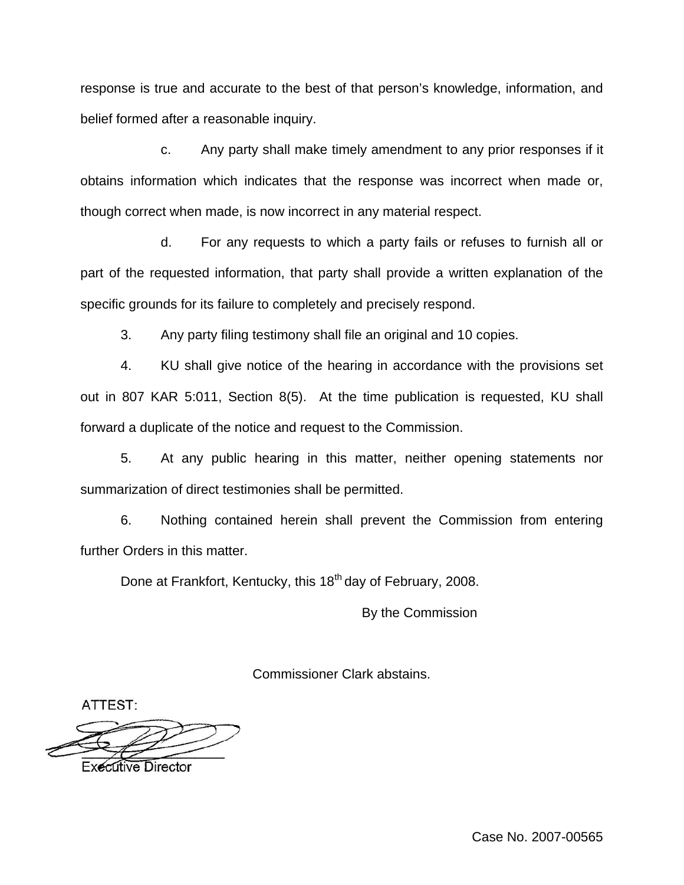response is true and accurate to the best of that person's knowledge, information, and belief formed after a reasonable inquiry.

c. Any party shall make timely amendment to any prior responses if it obtains information which indicates that the response was incorrect when made or, though correct when made, is now incorrect in any material respect.

d. For any requests to which a party fails or refuses to furnish all or part of the requested information, that party shall provide a written explanation of the specific grounds for its failure to completely and precisely respond.

3. Any party filing testimony shall file an original and 10 copies.

4. KU shall give notice of the hearing in accordance with the provisions set out in 807 KAR 5:011, Section 8(5). At the time publication is requested, KU shall forward a duplicate of the notice and request to the Commission.

5. At any public hearing in this matter, neither opening statements nor summarization of direct testimonies shall be permitted.

6. Nothing contained herein shall prevent the Commission from entering further Orders in this matter.

Done at Frankfort, Kentucky, this 18th day of February, 2008.

By the Commission

Commissioner Clark abstains.

ATTEST:

Executive Director

Case No. 2007-00565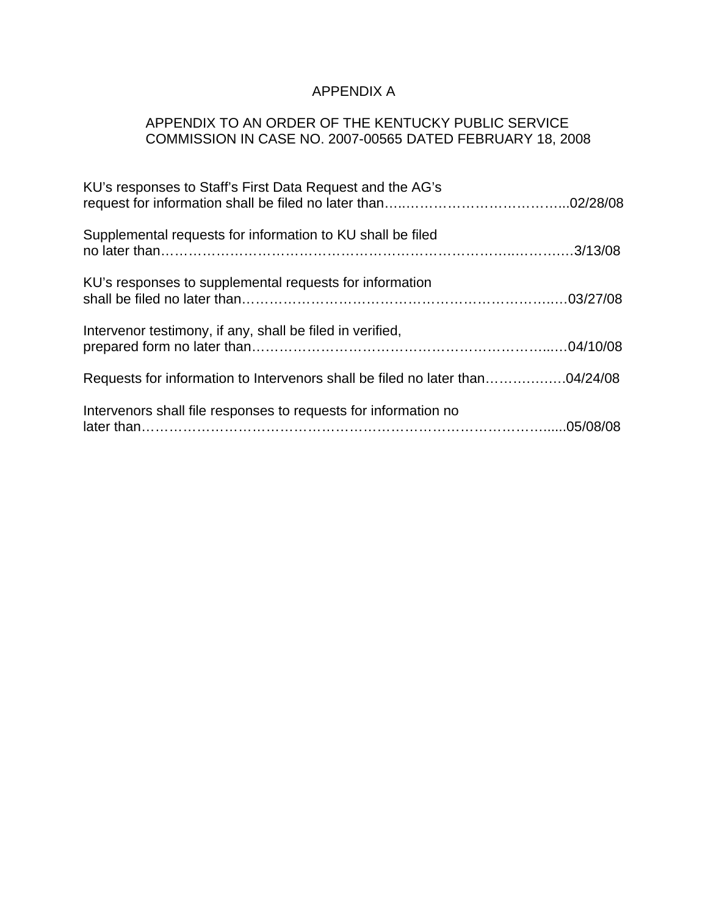# APPENDIX A

## APPENDIX TO AN ORDER OF THE KENTUCKY PUBLIC SERVICE COMMISSION IN CASE NO. 2007-00565 DATED FEBRUARY 18, 2008

KU's responses to Staff's First Data Request and the AG's request for information shall be filed no later than…..………………………………..02/28/08

Supplemental requests for information to KU shall be filed no later than……………………………………………………………….………….3/13/08

KU's responses to supplemental requests for information shall be filed no later than.…………………………………………………….……..…03/27/08

Intervenor testimony, if any, shall be filed in verified, prepared form no later than…………………………………………………………..…04/10/08

Requests for information to Intervenors shall be filed no later than……………….04/24/08

Intervenors shall file responses to requests for information no later than…………………………………………………………………………......05/08/08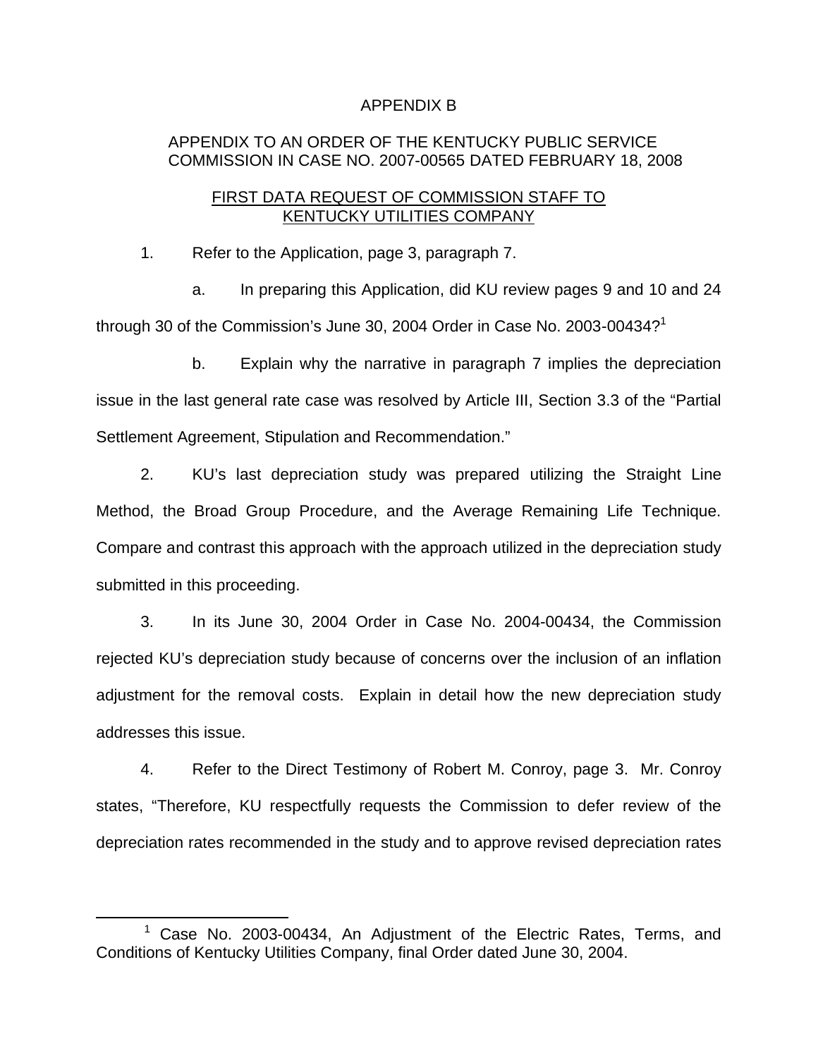APPENDIX B

APPENDIX TO AN ORDER OF THE KENTUCKY PUBLIC SERVICE COMMISSION IN CASE NO. 2007-00565 DATED FEBRUARY 18, 2008

FIRST DATA REQUEST OF COMMISSION STAFF TO KENTUCKY UTILITIES COMPANY

1. Refer to the Application, page 3, paragraph 7.

a. In preparing this Application, did KU review pages 9 and 10 and 24 through 30 of the Commission's June 30, 2004 Order in Case No. 2003-00434?[1]

b. Explain why the narrative in paragraph 7 implies the depreciation issue in the last general rate case was resolved by Article III, Section 3.3 of the "Partial Settlement Agreement, Stipulation and Recommendation."

2. KU's last depreciation study was prepared utilizing the Straight Line Method, the Broad Group Procedure, and the Average Remaining Life Technique. Compare and contrast this approach with the approach utilized in the depreciation study submitted in this proceeding.

3. In its June 30, 2004 Order in Case No. 2004-00434, the Commission rejected KU's depreciation study because of concerns over the inclusion of an inflation adjustment for the removal costs. Explain in detail how the new depreciation study addresses this issue.

4. Refer to the Direct Testimony of Robert M. Conroy, page 3. Mr. Conroy states, "Therefore, KU respectfully requests the Commission to defer review of the depreciation rates recommended in the study and to approve revised depreciation rates

[1] Case No. 2003-00434, An Adjustment of the Electric Rates, Terms, and Conditions of Kentucky Utilities Company, final Order dated June 30, 2004.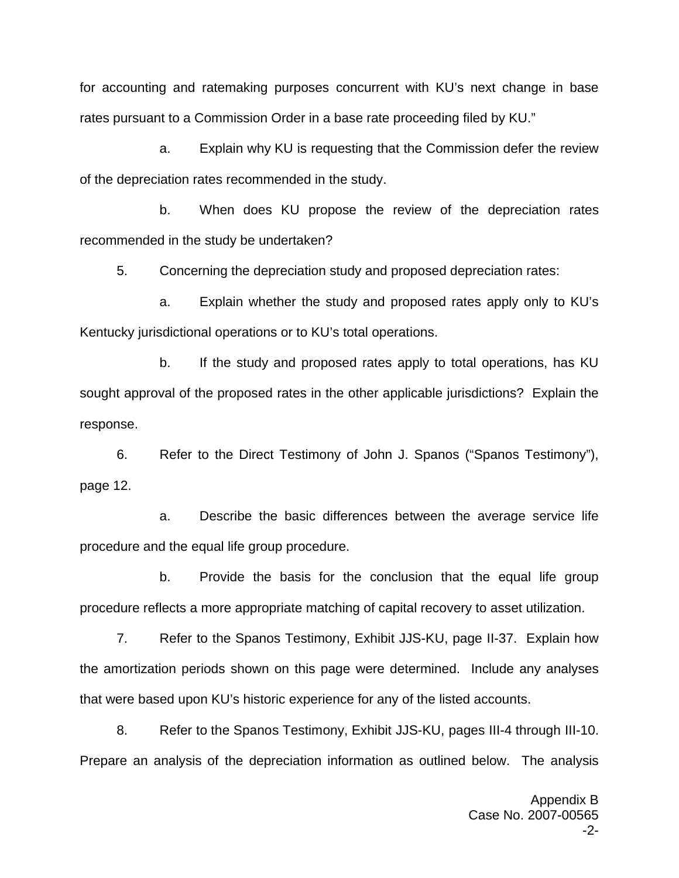for accounting and ratemaking purposes concurrent with KU's next change in base rates pursuant to a Commission Order in a base rate proceeding filed by KU."

a. Explain why KU is requesting that the Commission defer the review of the depreciation rates recommended in the study.

b. When does KU propose the review of the depreciation rates recommended in the study be undertaken?

5. Concerning the depreciation study and proposed depreciation rates:

a. Explain whether the study and proposed rates apply only to KU's Kentucky jurisdictional operations or to KU's total operations.

b. If the study and proposed rates apply to total operations, has KU sought approval of the proposed rates in the other applicable jurisdictions? Explain the response.

6. Refer to the Direct Testimony of John J. Spanos ("Spanos Testimony"), page 12.

a. Describe the basic differences between the average service life procedure and the equal life group procedure.

b. Provide the basis for the conclusion that the equal life group procedure reflects a more appropriate matching of capital recovery to asset utilization.

7. Refer to the Spanos Testimony, Exhibit JJS-KU, page II-37. Explain how the amortization periods shown on this page were determined. Include any analyses that were based upon KU's historic experience for any of the listed accounts.

8. Refer to the Spanos Testimony, Exhibit JJS-KU, pages III-4 through III-10. Prepare an analysis of the depreciation information as outlined below. The analysis

Appendix B
Case No. 2007-00565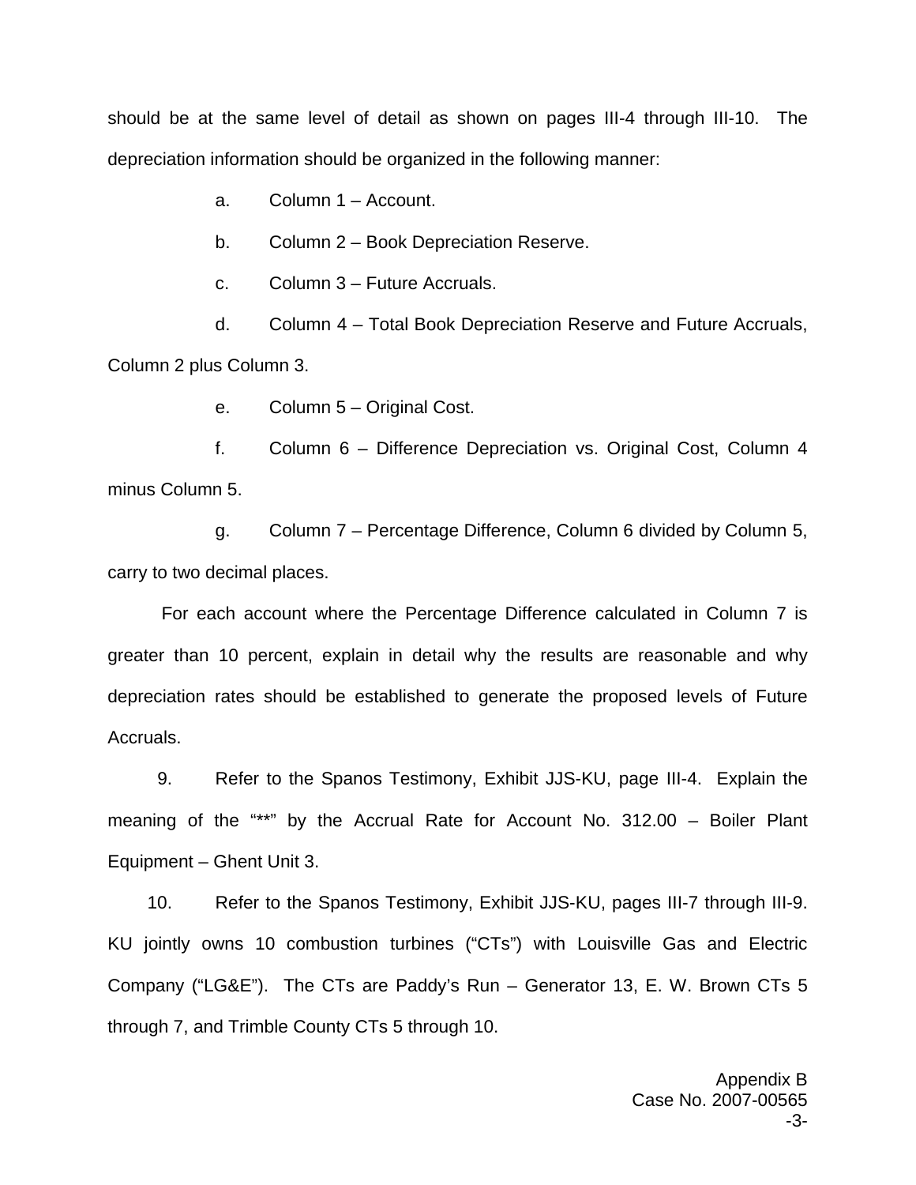should be at the same level of detail as shown on pages III-4 through III-10. The depreciation information should be organized in the following manner:

a. Column 1 – Account.

b. Column 2 – Book Depreciation Reserve.

c. Column 3 – Future Accruals.

d. Column 4 – Total Book Depreciation Reserve and Future Accruals, Column 2 plus Column 3.

e. Column 5 – Original Cost.

f. Column 6 – Difference Depreciation vs. Original Cost, Column 4 minus Column 5.

g. Column 7 – Percentage Difference, Column 6 divided by Column 5, carry to two decimal places.

For each account where the Percentage Difference calculated in Column 7 is greater than 10 percent, explain in detail why the results are reasonable and why depreciation rates should be established to generate the proposed levels of Future Accruals.

9. Refer to the Spanos Testimony, Exhibit JJS-KU, page III-4. Explain the meaning of the "**" by the Accrual Rate for Account No. 312.00 – Boiler Plant Equipment – Ghent Unit 3.

10. Refer to the Spanos Testimony, Exhibit JJS-KU, pages III-7 through III-9. KU jointly owns 10 combustion turbines ("CTs") with Louisville Gas and Electric Company ("LG&E"). The CTs are Paddy's Run – Generator 13, E. W. Brown CTs 5 through 7, and Trimble County CTs 5 through 10.

Appendix B
Case No. 2007-00565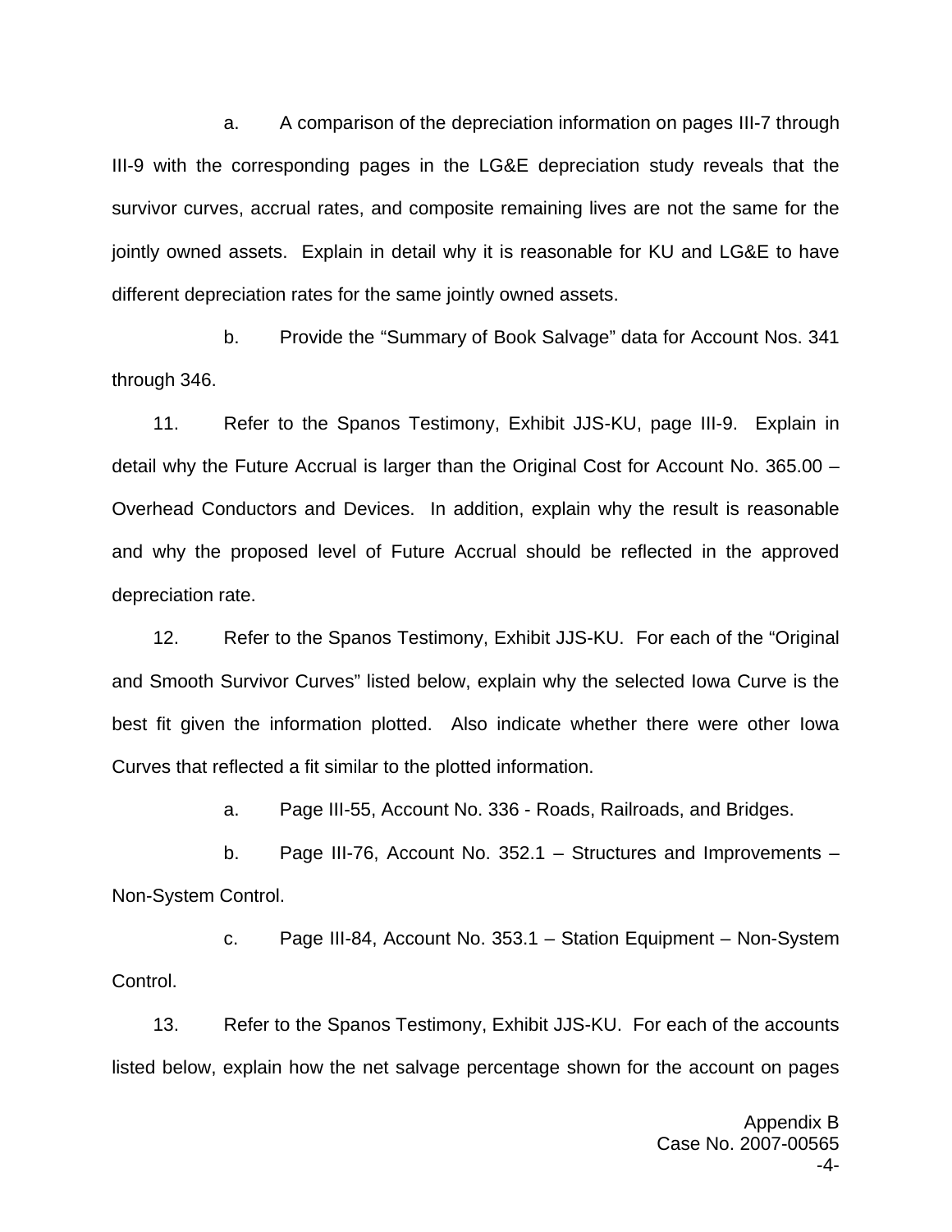a. A comparison of the depreciation information on pages III-7 through III-9 with the corresponding pages in the LG&E depreciation study reveals that the survivor curves, accrual rates, and composite remaining lives are not the same for the jointly owned assets. Explain in detail why it is reasonable for KU and LG&E to have different depreciation rates for the same jointly owned assets.

b. Provide the "Summary of Book Salvage" data for Account Nos. 341 through 346.

11. Refer to the Spanos Testimony, Exhibit JJS-KU, page III-9. Explain in detail why the Future Accrual is larger than the Original Cost for Account No. 365.00 – Overhead Conductors and Devices. In addition, explain why the result is reasonable and why the proposed level of Future Accrual should be reflected in the approved depreciation rate.

12. Refer to the Spanos Testimony, Exhibit JJS-KU. For each of the "Original and Smooth Survivor Curves" listed below, explain why the selected Iowa Curve is the best fit given the information plotted. Also indicate whether there were other Iowa Curves that reflected a fit similar to the plotted information.

a. Page III-55, Account No. 336 - Roads, Railroads, and Bridges.

b. Page III-76, Account No. 352.1 – Structures and Improvements – Non-System Control.

c. Page III-84, Account No. 353.1 – Station Equipment – Non-System Control.

13. Refer to the Spanos Testimony, Exhibit JJS-KU. For each of the accounts listed below, explain how the net salvage percentage shown for the account on pages

Appendix B
Case No. 2007-00565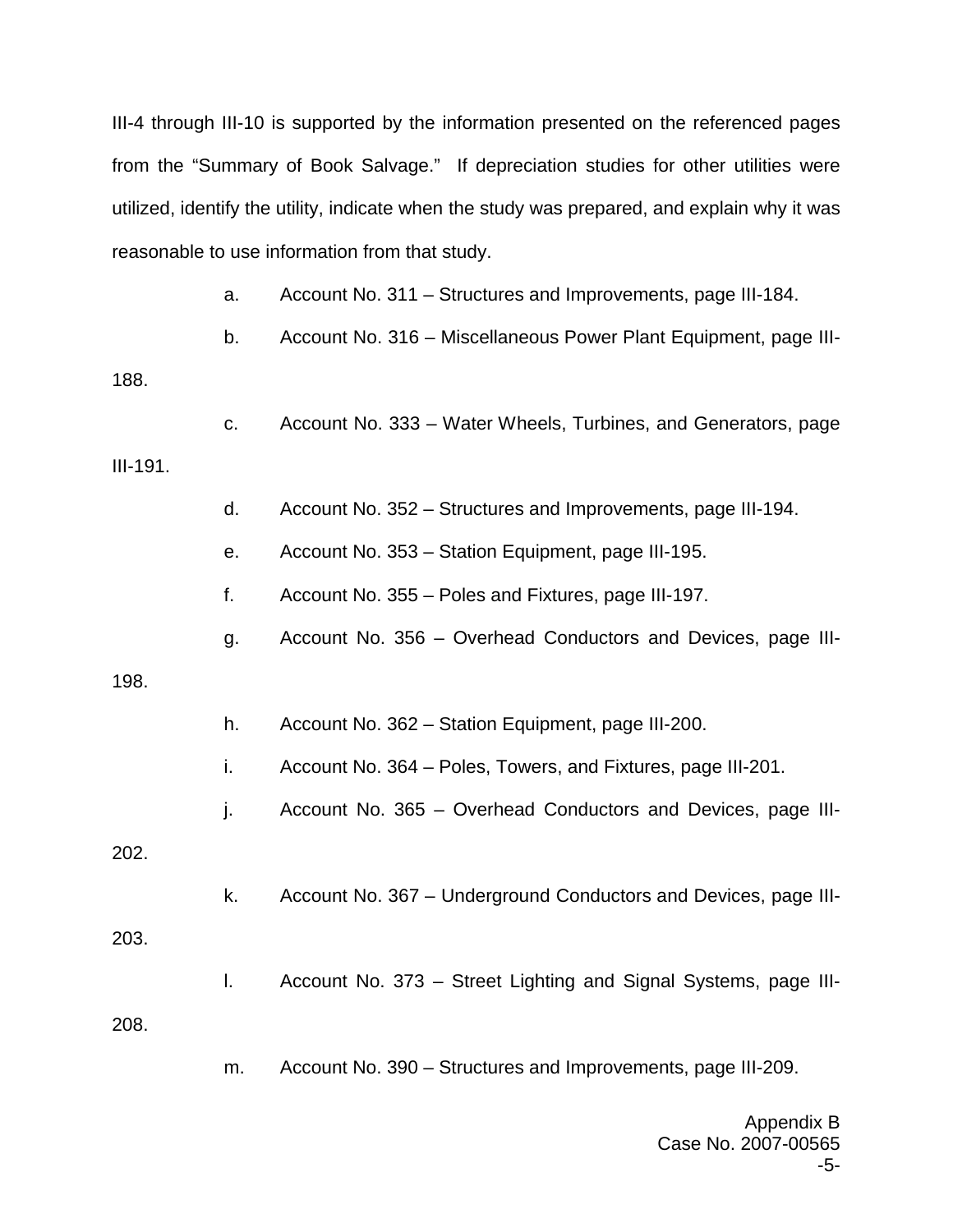III-4 through III-10 is supported by the information presented on the referenced pages from the "Summary of Book Salvage." If depreciation studies for other utilities were utilized, identify the utility, indicate when the study was prepared, and explain why it was reasonable to use information from that study.

a. Account No. 311 – Structures and Improvements, page III-184.

b. Account No. 316 – Miscellaneous Power Plant Equipment, page III-188.

c. Account No. 333 – Water Wheels, Turbines, and Generators, page III-191.

d. Account No. 352 – Structures and Improvements, page III-194.

e. Account No. 353 – Station Equipment, page III-195.

f. Account No. 355 – Poles and Fixtures, page III-197.

g. Account No. 356 – Overhead Conductors and Devices, page III-198.

h. Account No. 362 – Station Equipment, page III-200.

i. Account No. 364 – Poles, Towers, and Fixtures, page III-201.

j. Account No. 365 – Overhead Conductors and Devices, page III-202.

k. Account No. 367 – Underground Conductors and Devices, page III-203.

l. Account No. 373 – Street Lighting and Signal Systems, page III-208.

m. Account No. 390 – Structures and Improvements, page III-209.

Appendix B
Case No. 2007-00565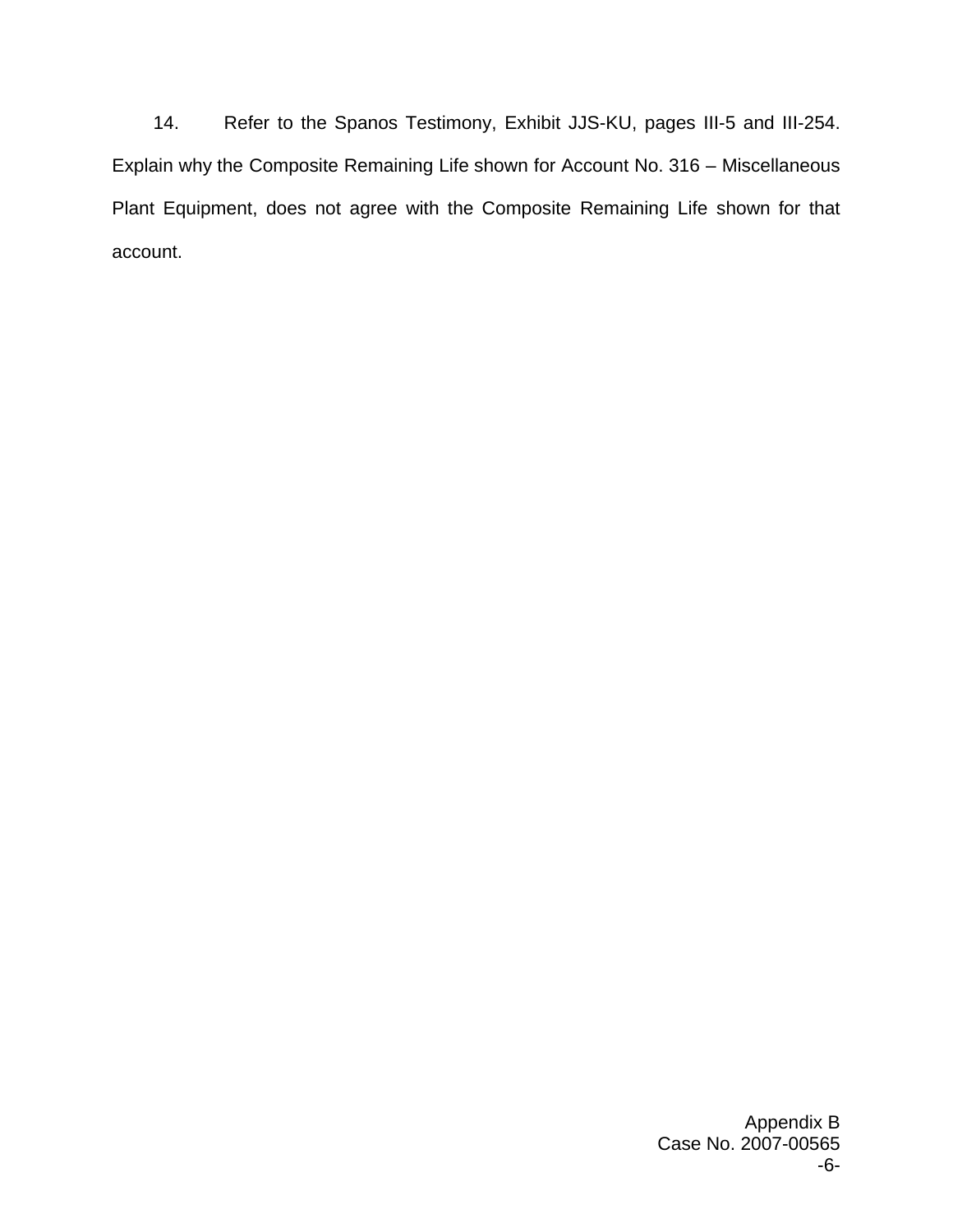14. Refer to the Spanos Testimony, Exhibit JJS-KU, pages III-5 and III-254. Explain why the Composite Remaining Life shown for Account No. 316 – Miscellaneous Plant Equipment, does not agree with the Composite Remaining Life shown for that account.

Appendix B
Case No. 2007-00565